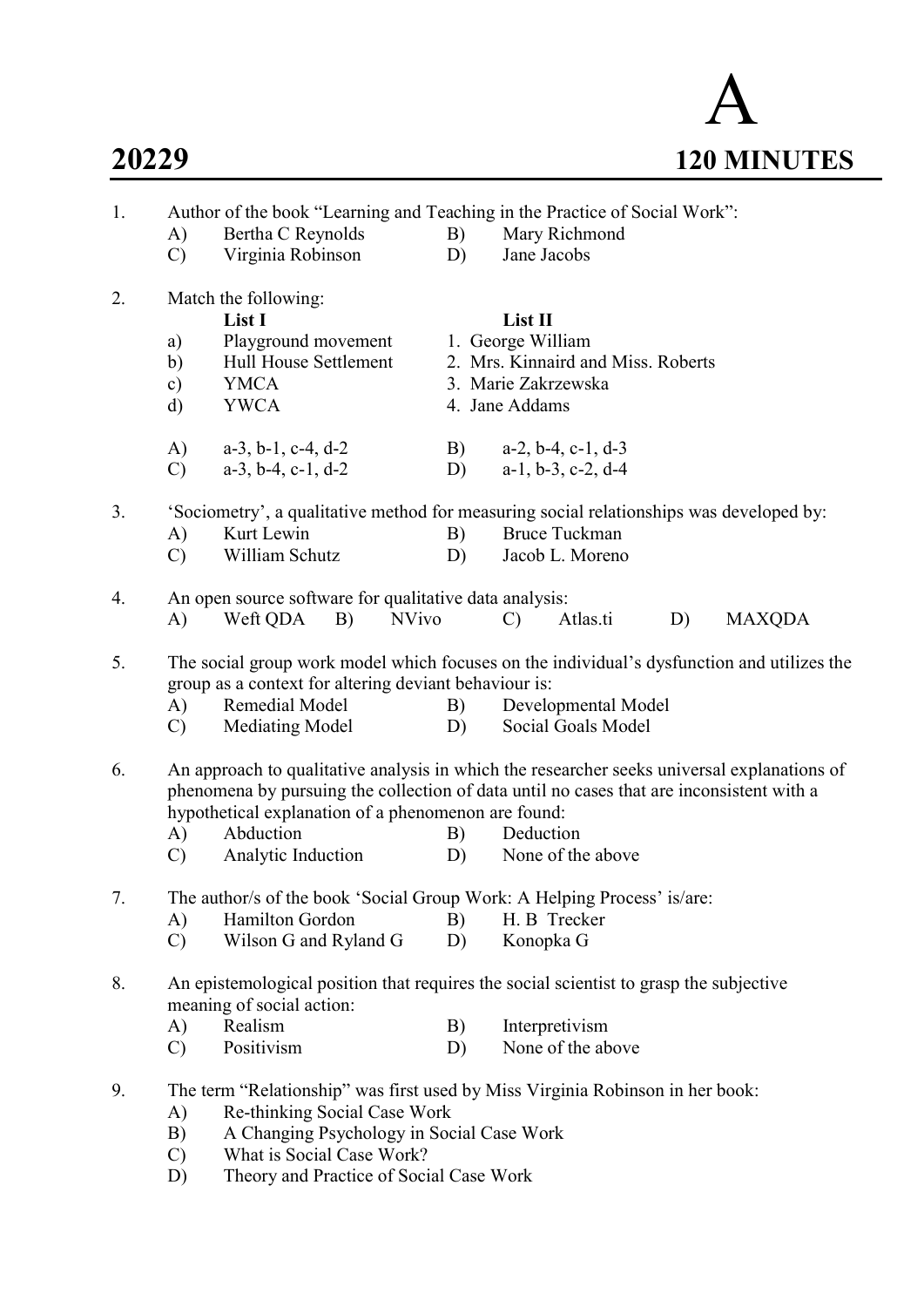# 20229

# A

## 120 MINUTES

1. Author of the book "Learning and Teaching in the Practice of Social Work":
   A) Bertha C Reynolds
   B) Mary Richmond
   C) Virginia Robinson
   D) Jane Jacobs

2. Match the following:

| | List I | List II |
|---|---|---|
| a) | Playground movement | 1. George William |
| b) | Hull House Settlement | 2. Mrs. Kinnaird and Miss. Roberts |
| c) | YMCA | 3. Marie Zakrzewska |
| d) | YWCA | 4. Jane Addams |

   A) a-3, b-1, c-4, d-2
   B) a-2, b-4, c-1, d-3
   C) a-3, b-4, c-1, d-2
   D) a-1, b-3, c-2, d-4

3. 'Sociometry', a qualitative method for measuring social relationships was developed by:
   A) Kurt Lewin
   B) Bruce Tuckman
   C) William Schutz
   D) Jacob L. Moreno

4. An open source software for qualitative data analysis:
   A) Weft QDA
   B) NVivo
   C) Atlas.ti
   D) MAXQDA

5. The social group work model which focuses on the individual's dysfunction and utilizes the group as a context for altering deviant behaviour is:
   A) Remedial Model
   B) Developmental Model
   C) Mediating Model
   D) Social Goals Model

6. An approach to qualitative analysis in which the researcher seeks universal explanations of phenomena by pursuing the collection of data until no cases that are inconsistent with a hypothetical explanation of a phenomenon are found:
   A) Abduction
   B) Deduction
   C) Analytic Induction
   D) None of the above

7. The author/s of the book 'Social Group Work: A Helping Process' is/are:
   A) Hamilton Gordon
   B) H. B Trecker
   C) Wilson G and Ryland G
   D) Konopka G

8. An epistemological position that requires the social scientist to grasp the subjective meaning of social action:
   A) Realism
   B) Interpretivism
   C) Positivism
   D) None of the above

9. The term "Relationship" was first used by Miss Virginia Robinson in her book:
   A) Re-thinking Social Case Work
   B) A Changing Psychology in Social Case Work
   C) What is Social Case Work?
   D) Theory and Practice of Social Case Work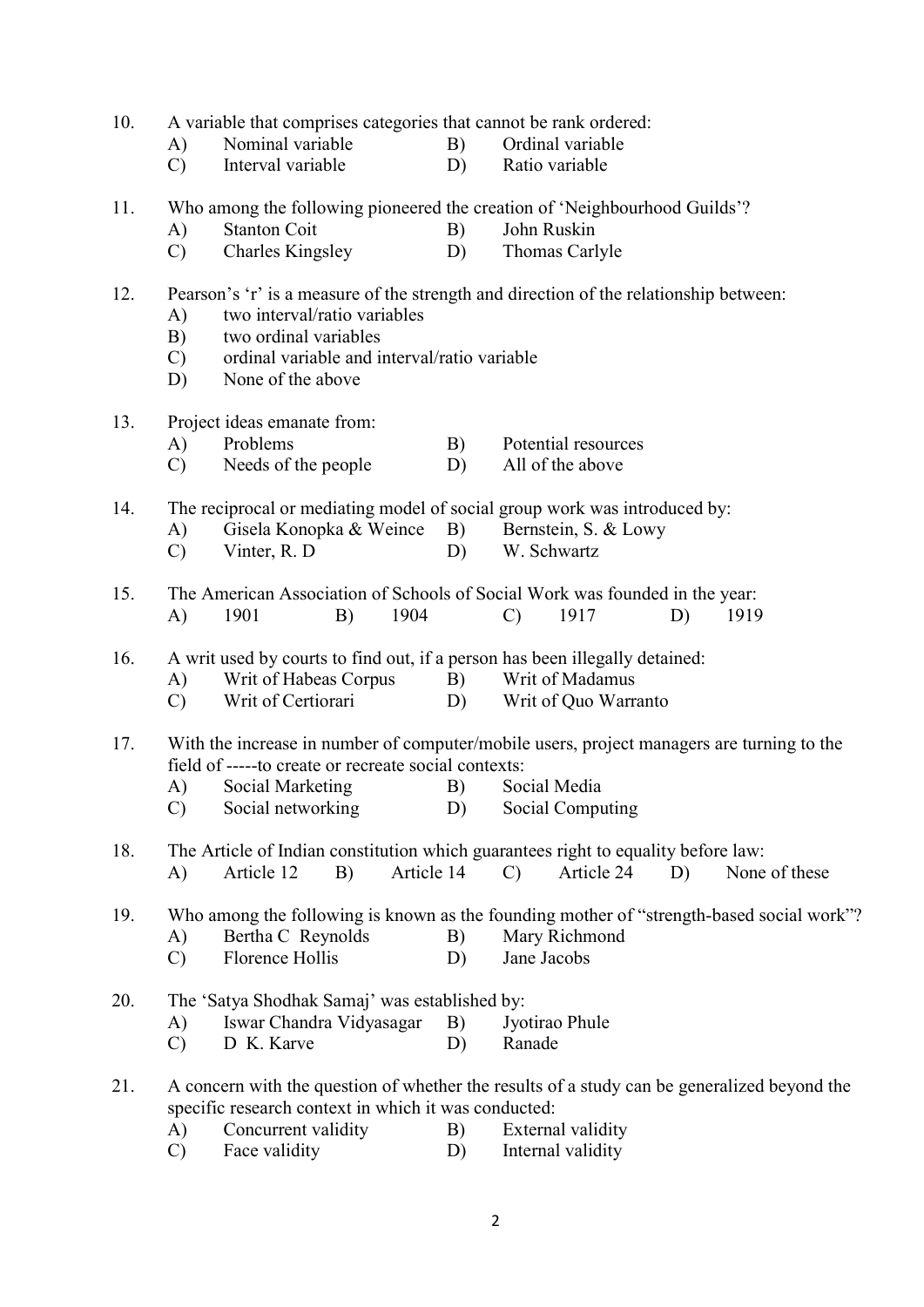10. A variable that comprises categories that cannot be rank ordered:
    A) Nominal variable B) Ordinal variable
    C) Interval variable D) Ratio variable

11. Who among the following pioneered the creation of 'Neighbourhood Guilds'?
    A) Stanton Coit B) John Ruskin
    C) Charles Kingsley D) Thomas Carlyle

12. Pearson's 'r' is a measure of the strength and direction of the relationship between:
    A) two interval/ratio variables
    B) two ordinal variables
    C) ordinal variable and interval/ratio variable
    D) None of the above

13. Project ideas emanate from:
    A) Problems B) Potential resources
    C) Needs of the people D) All of the above

14. The reciprocal or mediating model of social group work was introduced by:
    A) Gisela Konopka & Weince B) Bernstein, S. & Lowy
    C) Vinter, R. D D) W. Schwartz

15. The American Association of Schools of Social Work was founded in the year:
    A) 1901 B) 1904 C) 1917 D) 1919

16. A writ used by courts to find out, if a person has been illegally detained:
    A) Writ of Habeas Corpus B) Writ of Madamus
    C) Writ of Certiorari D) Writ of Quo Warranto

17. With the increase in number of computer/mobile users, project managers are turning to the field of -----to create or recreate social contexts:
    A) Social Marketing B) Social Media
    C) Social networking D) Social Computing

18. The Article of Indian constitution which guarantees right to equality before law:
    A) Article 12 B) Article 14 C) Article 24 D) None of these

19. Who among the following is known as the founding mother of "strength-based social work"?
    A) Bertha C Reynolds B) Mary Richmond
    C) Florence Hollis D) Jane Jacobs

20. The 'Satya Shodhak Samaj' was established by:
    A) Iswar Chandra Vidyasagar B) Jyotirao Phule
    C) D K. Karve D) Ranade

21. A concern with the question of whether the results of a study can be generalized beyond the specific research context in which it was conducted:
    A) Concurrent validity B) External validity
    C) Face validity D) Internal validity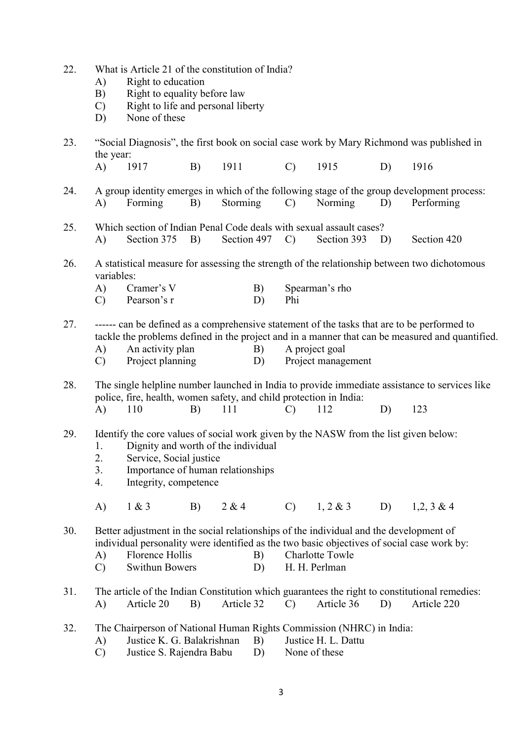22. What is Article 21 of the constitution of India?
    A) Right to education
    B) Right to equality before law
    C) Right to life and personal liberty
    D) None of these

23. "Social Diagnosis", the first book on social case work by Mary Richmond was published in the year:
    A) 1917 B) 1911 C) 1915 D) 1916

24. A group identity emerges in which of the following stage of the group development process:
    A) Forming B) Storming C) Norming D) Performing

25. Which section of Indian Penal Code deals with sexual assault cases?
    A) Section 375 B) Section 497 C) Section 393 D) Section 420

26. A statistical measure for assessing the strength of the relationship between two dichotomous variables:
    A) Cramer's V B) Spearman's rho
    C) Pearson's r D) Phi

27. ------ can be defined as a comprehensive statement of the tasks that are to be performed to tackle the problems defined in the project and in a manner that can be measured and quantified.
    A) An activity plan B) A project goal
    C) Project planning D) Project management

28. The single helpline number launched in India to provide immediate assistance to services like police, fire, health, women safety, and child protection in India:
    A) 110 B) 111 C) 112 D) 123

29. Identify the core values of social work given by the NASW from the list given below:
    1. Dignity and worth of the individual
    2. Service, Social justice
    3. Importance of human relationships
    4. Integrity, competence

    A) 1 & 3 B) 2 & 4 C) 1, 2 & 3 D) 1,2, 3 & 4

30. Better adjustment in the social relationships of the individual and the development of individual personality were identified as the two basic objectives of social case work by:
    A) Florence Hollis B) Charlotte Towle
    C) Swithun Bowers D) H. H. Perlman

31. The article of the Indian Constitution which guarantees the right to constitutional remedies:
    A) Article 20 B) Article 32 C) Article 36 D) Article 220

32. The Chairperson of National Human Rights Commission (NHRC) in India:
    A) Justice K. G. Balakrishnan B) Justice H. L. Dattu
    C) Justice S. Rajendra Babu D) None of these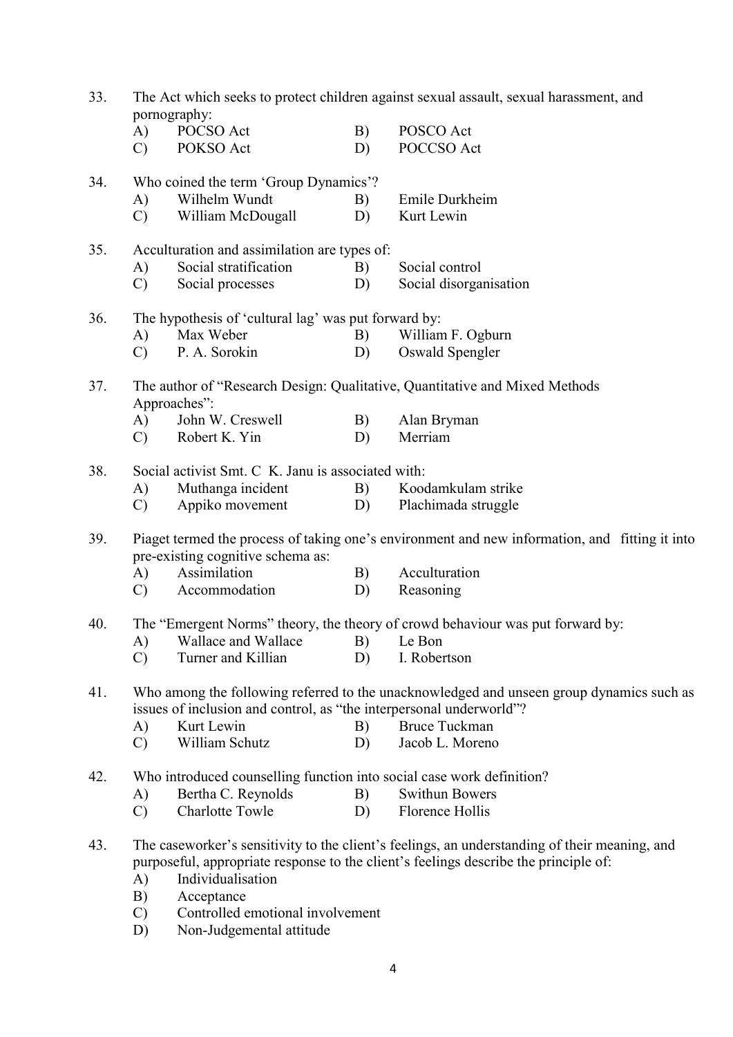33. The Act which seeks to protect children against sexual assault, sexual harassment, and pornography:
   A) POCSO Act  B) POSCO Act
   C) POKSO Act  D) POCCSO Act

34. Who coined the term 'Group Dynamics'?
   A) Wilhelm Wundt  B) Emile Durkheim
   C) William McDougall  D) Kurt Lewin

35. Acculturation and assimilation are types of:
   A) Social stratification  B) Social control
   C) Social processes  D) Social disorganisation

36. The hypothesis of 'cultural lag' was put forward by:
   A) Max Weber  B) William F. Ogburn
   C) P. A. Sorokin  D) Oswald Spengler

37. The author of "Research Design: Qualitative, Quantitative and Mixed Methods Approaches":
   A) John W. Creswell  B) Alan Bryman
   C) Robert K. Yin  D) Merriam

38. Social activist Smt. C K. Janu is associated with:
   A) Muthanga incident  B) Koodamkulam strike
   C) Appiko movement  D) Plachimada struggle

39. Piaget termed the process of taking one's environment and new information, and fitting it into pre-existing cognitive schema as:
   A) Assimilation  B) Acculturation
   C) Accommodation  D) Reasoning

40. The "Emergent Norms" theory, the theory of crowd behaviour was put forward by:
   A) Wallace and Wallace  B) Le Bon
   C) Turner and Killian  D) I. Robertson

41. Who among the following referred to the unacknowledged and unseen group dynamics such as issues of inclusion and control, as "the interpersonal underworld"?
   A) Kurt Lewin  B) Bruce Tuckman
   C) William Schutz  D) Jacob L. Moreno

42. Who introduced counselling function into social case work definition?
   A) Bertha C. Reynolds  B) Swithun Bowers
   C) Charlotte Towle  D) Florence Hollis

43. The caseworker's sensitivity to the client's feelings, an understanding of their meaning, and purposeful, appropriate response to the client's feelings describe the principle of:
   A) Individualisation
   B) Acceptance
   C) Controlled emotional involvement
   D) Non-Judgemental attitude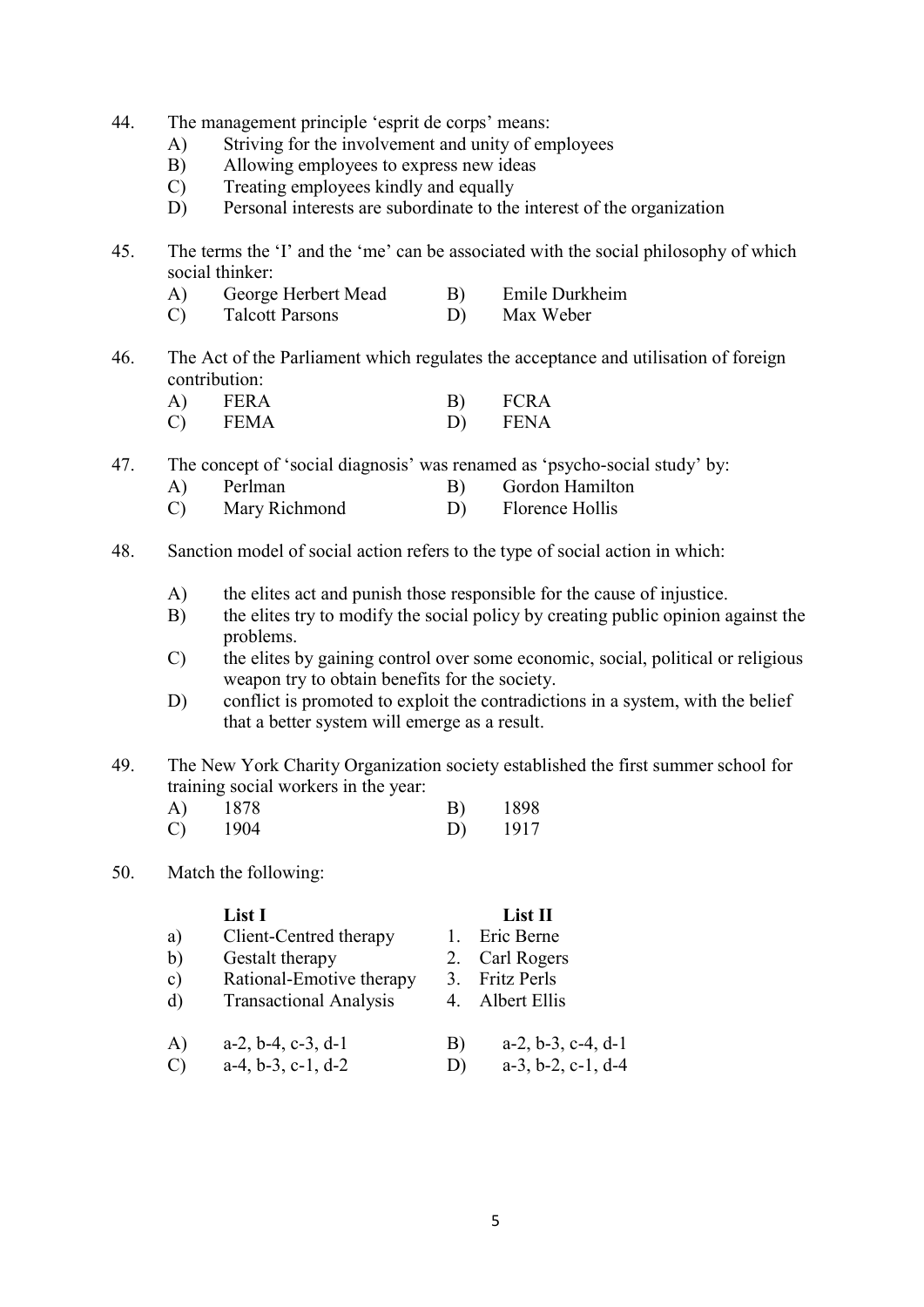44. The management principle 'esprit de corps' means:
    A) Striving for the involvement and unity of employees
    B) Allowing employees to express new ideas
    C) Treating employees kindly and equally
    D) Personal interests are subordinate to the interest of the organization

45. The terms the 'I' and the 'me' can be associated with the social philosophy of which social thinker:
    A) George Herbert Mead
    B) Emile Durkheim
    C) Talcott Parsons
    D) Max Weber

46. The Act of the Parliament which regulates the acceptance and utilisation of foreign contribution:
    A) FERA
    B) FCRA
    C) FEMA
    D) FENA

47. The concept of 'social diagnosis' was renamed as 'psycho-social study' by:
    A) Perlman
    B) Gordon Hamilton
    C) Mary Richmond
    D) Florence Hollis

48. Sanction model of social action refers to the type of social action in which:
    A) the elites act and punish those responsible for the cause of injustice.
    B) the elites try to modify the social policy by creating public opinion against the problems.
    C) the elites by gaining control over some economic, social, political or religious weapon try to obtain benefits for the society.
    D) conflict is promoted to exploit the contradictions in a system, with the belief that a better system will emerge as a result.

49. The New York Charity Organization society established the first summer school for training social workers in the year:
    A) 1878
    B) 1898
    C) 1904
    D) 1917

50. Match the following:

| | List I | | List II |
|---|---|---|---|
| a) | Client-Centred therapy | 1. | Eric Berne |
| b) | Gestalt therapy | 2. | Carl Rogers |
| c) | Rational-Emotive therapy | 3. | Fritz Perls |
| d) | Transactional Analysis | 4. | Albert Ellis |

    A) a-2, b-4, c-3, d-1
    B) a-2, b-3, c-4, d-1
    C) a-4, b-3, c-1, d-2
    D) a-3, b-2, c-1, d-4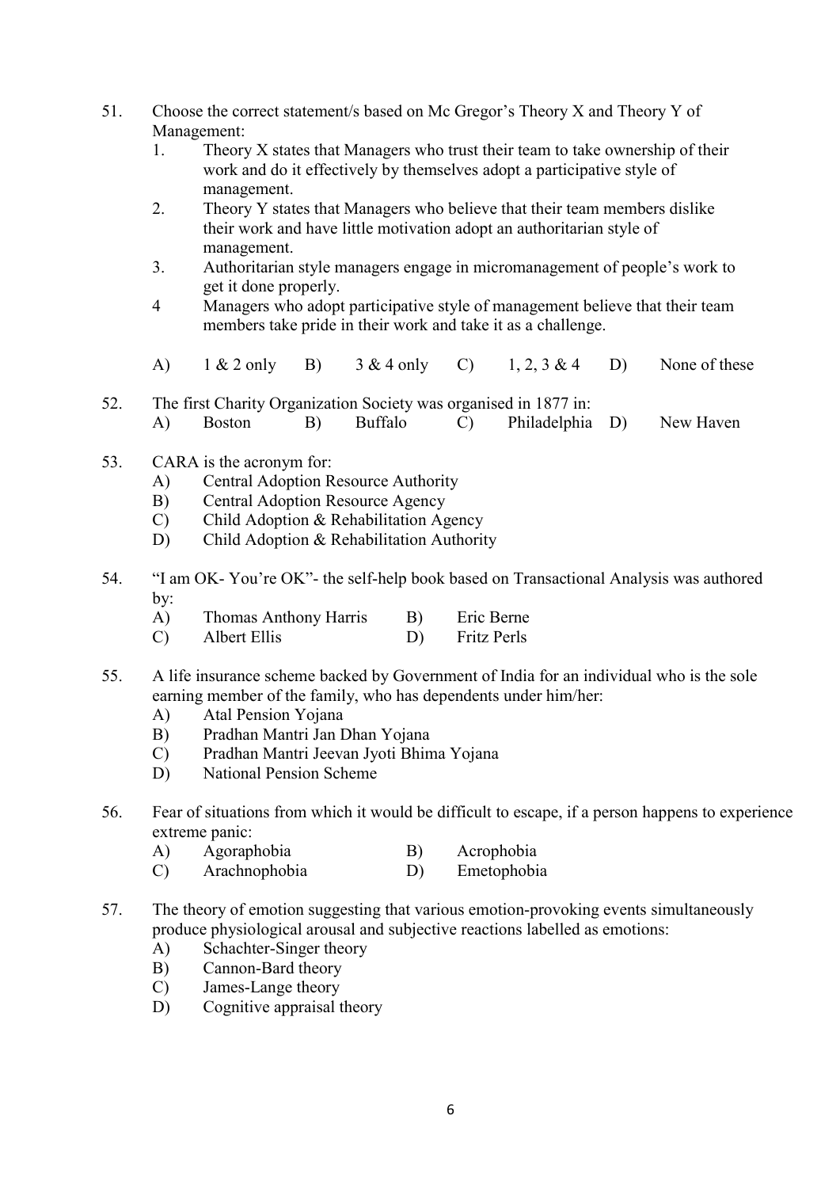51. Choose the correct statement/s based on Mc Gregor's Theory X and Theory Y of Management:
    1. Theory X states that Managers who trust their team to take ownership of their work and do it effectively by themselves adopt a participative style of management.
    2. Theory Y states that Managers who believe that their team members dislike their work and have little motivation adopt an authoritarian style of management.
    3. Authoritarian style managers engage in micromanagement of people's work to get it done properly.
    4. Managers who adopt participative style of management believe that their team members take pride in their work and take it as a challenge.

    A) 1 & 2 only B) 3 & 4 only C) 1, 2, 3 & 4 D) None of these

52. The first Charity Organization Society was organised in 1877 in:
    A) Boston B) Buffalo C) Philadelphia D) New Haven

53. CARA is the acronym for:
    A) Central Adoption Resource Authority
    B) Central Adoption Resource Agency
    C) Child Adoption & Rehabilitation Agency
    D) Child Adoption & Rehabilitation Authority

54. "I am OK- You're OK"- the self-help book based on Transactional Analysis was authored by:
    A) Thomas Anthony Harris B) Eric Berne
    C) Albert Ellis D) Fritz Perls

55. A life insurance scheme backed by Government of India for an individual who is the sole earning member of the family, who has dependents under him/her:
    A) Atal Pension Yojana
    B) Pradhan Mantri Jan Dhan Yojana
    C) Pradhan Mantri Jeevan Jyoti Bhima Yojana
    D) National Pension Scheme

56. Fear of situations from which it would be difficult to escape, if a person happens to experience extreme panic:
    A) Agoraphobia B) Acrophobia
    C) Arachnophobia D) Emetophobia

57. The theory of emotion suggesting that various emotion-provoking events simultaneously produce physiological arousal and subjective reactions labelled as emotions:
    A) Schachter-Singer theory
    B) Cannon-Bard theory
    C) James-Lange theory
    D) Cognitive appraisal theory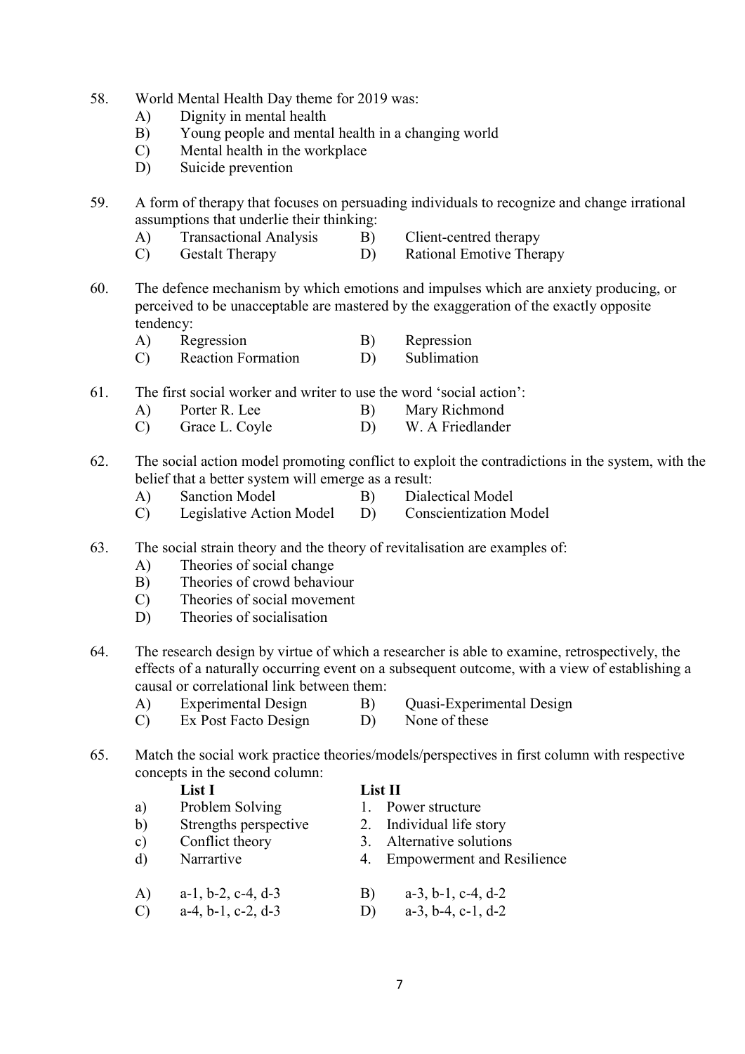58. World Mental Health Day theme for 2019 was:
    A) Dignity in mental health
    B) Young people and mental health in a changing world
    C) Mental health in the workplace
    D) Suicide prevention

59. A form of therapy that focuses on persuading individuals to recognize and change irrational assumptions that underlie their thinking:
    A) Transactional Analysis B) Client-centred therapy
    C) Gestalt Therapy D) Rational Emotive Therapy

60. The defence mechanism by which emotions and impulses which are anxiety producing, or perceived to be unacceptable are mastered by the exaggeration of the exactly opposite tendency:
    A) Regression B) Repression
    C) Reaction Formation D) Sublimation

61. The first social worker and writer to use the word 'social action':
    A) Porter R. Lee B) Mary Richmond
    C) Grace L. Coyle D) W. A Friedlander

62. The social action model promoting conflict to exploit the contradictions in the system, with the belief that a better system will emerge as a result:
    A) Sanction Model B) Dialectical Model
    C) Legislative Action Model D) Conscientization Model

63. The social strain theory and the theory of revitalisation are examples of:
    A) Theories of social change
    B) Theories of crowd behaviour
    C) Theories of social movement
    D) Theories of socialisation

64. The research design by virtue of which a researcher is able to examine, retrospectively, the effects of a naturally occurring event on a subsequent outcome, with a view of establishing a causal or correlational link between them:
    A) Experimental Design B) Quasi-Experimental Design
    C) Ex Post Facto Design D) None of these

65. Match the social work practice theories/models/perspectives in first column with respective concepts in the second column:

| | List I | | List II |
|---|---|---|---|
| a) | Problem Solving | 1. | Power structure |
| b) | Strengths perspective | 2. | Individual life story |
| c) | Conflict theory | 3. | Alternative solutions |
| d) | Narrartive | 4. | Empowerment and Resilience |

    A) a-1, b-2, c-4, d-3 B) a-3, b-1, c-4, d-2
    C) a-4, b-1, c-2, d-3 D) a-3, b-4, c-1, d-2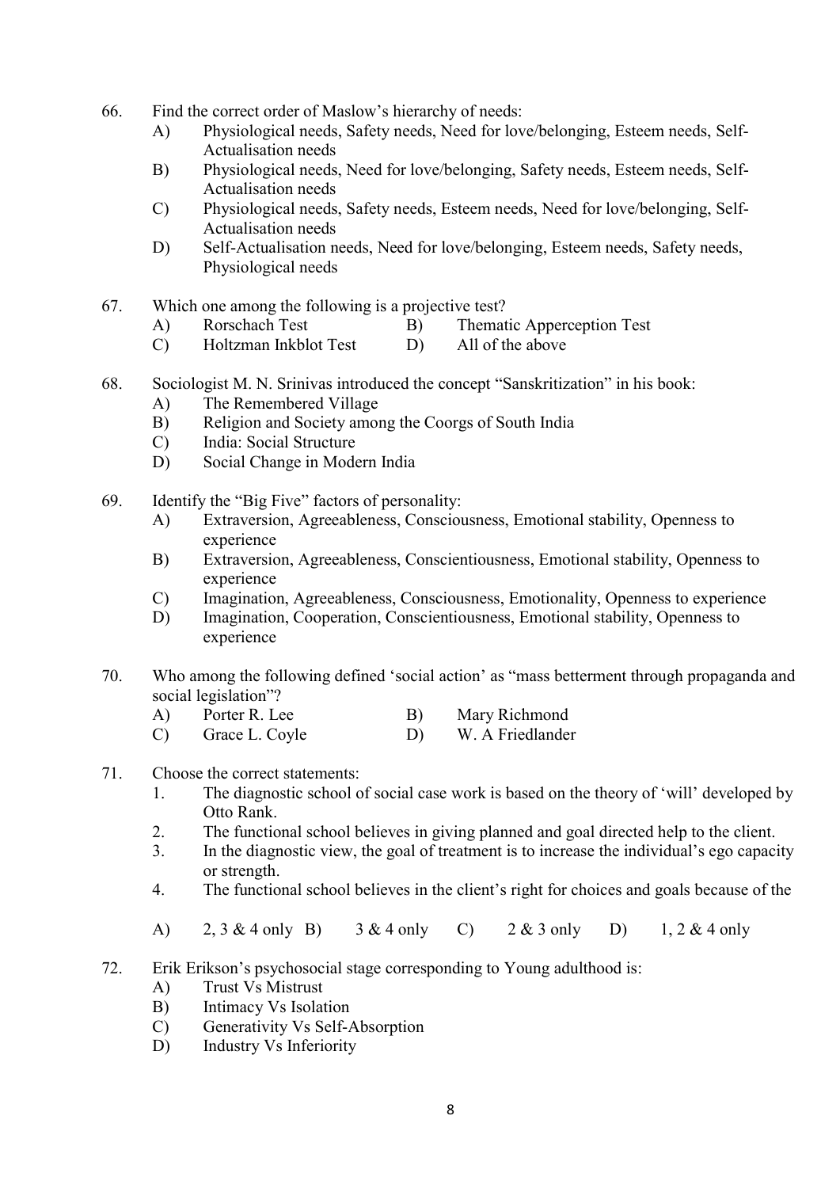66. Find the correct order of Maslow's hierarchy of needs:
   - A) Physiological needs, Safety needs, Need for love/belonging, Esteem needs, Self-Actualisation needs
   - B) Physiological needs, Need for love/belonging, Safety needs, Esteem needs, Self-Actualisation needs
   - C) Physiological needs, Safety needs, Esteem needs, Need for love/belonging, Self-Actualisation needs
   - D) Self-Actualisation needs, Need for love/belonging, Esteem needs, Safety needs, Physiological needs

67. Which one among the following is a projective test?
   - A) Rorschach Test
   - B) Thematic Apperception Test
   - C) Holtzman Inkblot Test
   - D) All of the above

68. Sociologist M. N. Srinivas introduced the concept "Sanskritization" in his book:
   - A) The Remembered Village
   - B) Religion and Society among the Coorgs of South India
   - C) India: Social Structure
   - D) Social Change in Modern India

69. Identify the "Big Five" factors of personality:
   - A) Extraversion, Agreeableness, Consciousness, Emotional stability, Openness to experience
   - B) Extraversion, Agreeableness, Conscientiousness, Emotional stability, Openness to experience
   - C) Imagination, Agreeableness, Consciousness, Emotionality, Openness to experience
   - D) Imagination, Cooperation, Conscientiousness, Emotional stability, Openness to experience

70. Who among the following defined 'social action' as "mass betterment through propaganda and social legislation"?
   - A) Porter R. Lee
   - B) Mary Richmond
   - C) Grace L. Coyle
   - D) W. A Friedlander

71. Choose the correct statements:
   1. The diagnostic school of social case work is based on the theory of 'will' developed by Otto Rank.
   2. The functional school believes in giving planned and goal directed help to the client.
   3. In the diagnostic view, the goal of treatment is to increase the individual's ego capacity or strength.
   4. The functional school believes in the client's right for choices and goals because of the

   - A) 2, 3 & 4 only
   - B) 3 & 4 only
   - C) 2 & 3 only
   - D) 1, 2 & 4 only

72. Erik Erikson's psychosocial stage corresponding to Young adulthood is:
   - A) Trust Vs Mistrust
   - B) Intimacy Vs Isolation
   - C) Generativity Vs Self-Absorption
   - D) Industry Vs Inferiority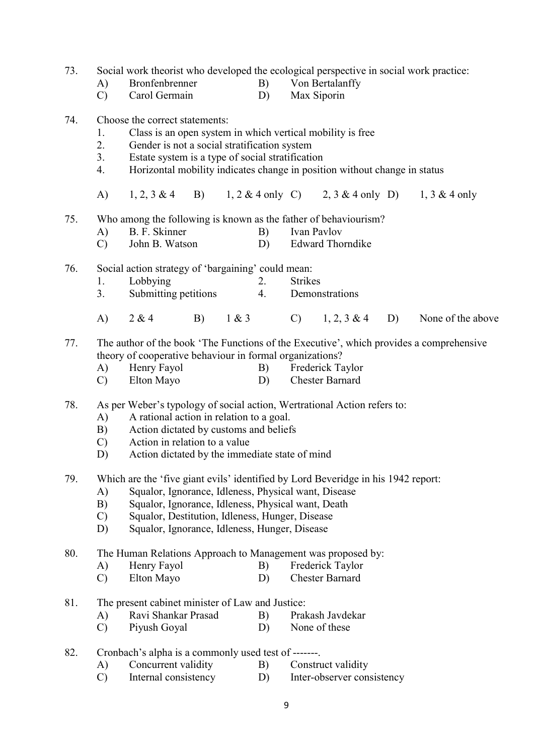73. Social work theorist who developed the ecological perspective in social work practice:
    A) Bronfenbrenner  B) Von Bertalanffy
    C) Carol Germain  D) Max Siporin

74. Choose the correct statements:
    1. Class is an open system in which vertical mobility is free
    2. Gender is not a social stratification system
    3. Estate system is a type of social stratification
    4. Horizontal mobility indicates change in position without change in status

    A) 1, 2, 3 & 4  B) 1, 2 & 4 only  C) 2, 3 & 4 only  D) 1, 3 & 4 only

75. Who among the following is known as the father of behaviourism?
    A) B. F. Skinner  B) Ivan Pavlov
    C) John B. Watson  D) Edward Thorndike

76. Social action strategy of 'bargaining' could mean:
    1. Lobbying  2. Strikes
    3. Submitting petitions  4. Demonstrations

    A) 2 & 4  B) 1 & 3  C) 1, 2, 3 & 4  D) None of the above

77. The author of the book 'The Functions of the Executive', which provides a comprehensive theory of cooperative behaviour in formal organizations?
    A) Henry Fayol  B) Frederick Taylor
    C) Elton Mayo  D) Chester Barnard

78. As per Weber's typology of social action, Wertrational Action refers to:
    A) A rational action in relation to a goal.
    B) Action dictated by customs and beliefs
    C) Action in relation to a value
    D) Action dictated by the immediate state of mind

79. Which are the 'five giant evils' identified by Lord Beveridge in his 1942 report:
    A) Squalor, Ignorance, Idleness, Physical want, Disease
    B) Squalor, Ignorance, Idleness, Physical want, Death
    C) Squalor, Destitution, Idleness, Hunger, Disease
    D) Squalor, Ignorance, Idleness, Hunger, Disease

80. The Human Relations Approach to Management was proposed by:
    A) Henry Fayol  B) Frederick Taylor
    C) Elton Mayo  D) Chester Barnard

81. The present cabinet minister of Law and Justice:
    A) Ravi Shankar Prasad  B) Prakash Javdekar
    C) Piyush Goyal  D) None of these

82. Cronbach's alpha is a commonly used test of -------.
    A) Concurrent validity  B) Construct validity
    C) Internal consistency  D) Inter-observer consistency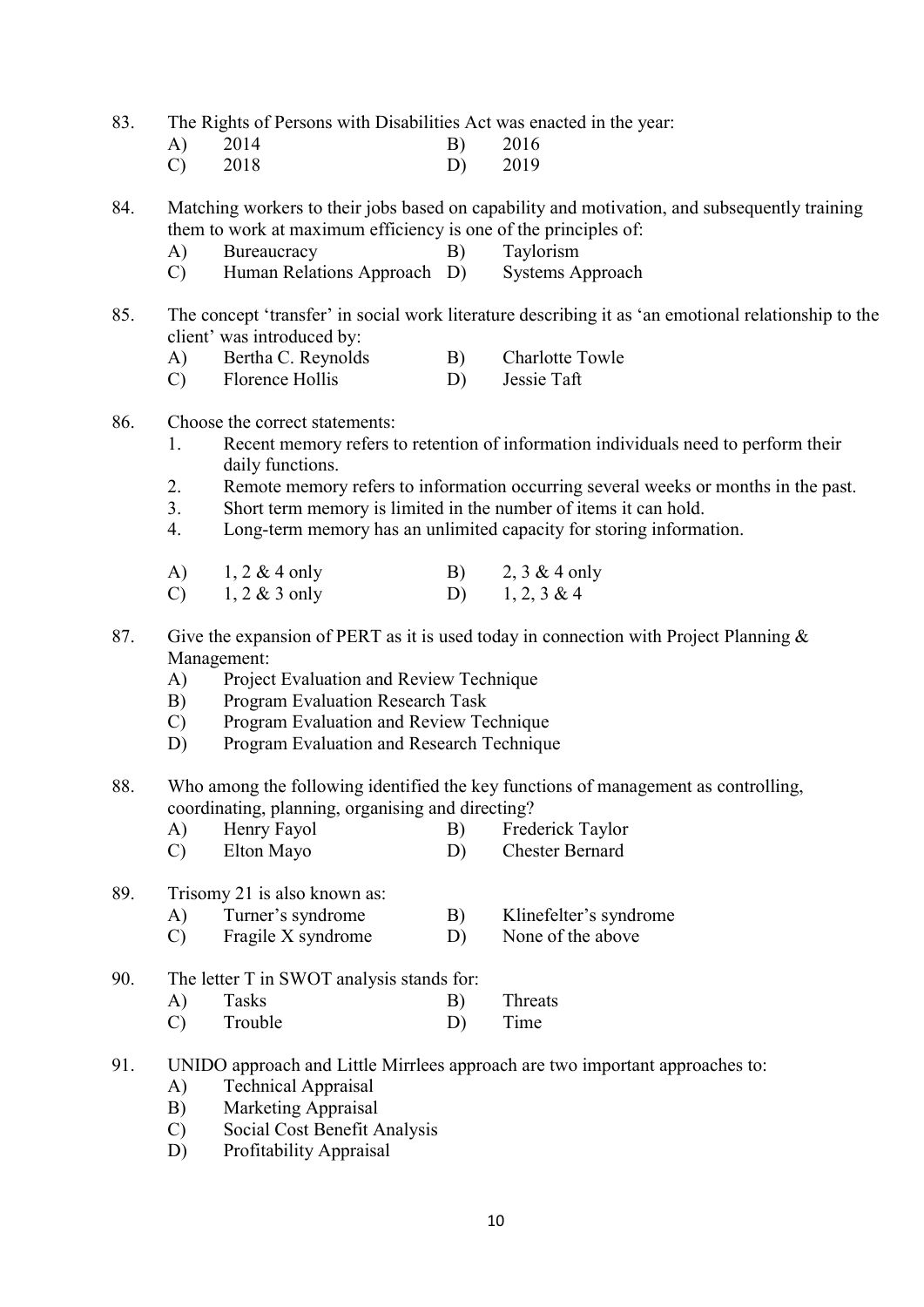83. The Rights of Persons with Disabilities Act was enacted in the year:
    - A) 2014
    - B) 2016
    - C) 2018
    - D) 2019

84. Matching workers to their jobs based on capability and motivation, and subsequently training them to work at maximum efficiency is one of the principles of:
    - A) Bureaucracy
    - B) Taylorism
    - C) Human Relations Approach
    - D) Systems Approach

85. The concept 'transfer' in social work literature describing it as 'an emotional relationship to the client' was introduced by:
    - A) Bertha C. Reynolds
    - B) Charlotte Towle
    - C) Florence Hollis
    - D) Jessie Taft

86. Choose the correct statements:
    1. Recent memory refers to retention of information individuals need to perform their daily functions.
    2. Remote memory refers to information occurring several weeks or months in the past.
    3. Short term memory is limited in the number of items it can hold.
    4. Long-term memory has an unlimited capacity for storing information.

    - A) 1, 2 & 4 only
    - B) 2, 3 & 4 only
    - C) 1, 2 & 3 only
    - D) 1, 2, 3 & 4

87. Give the expansion of PERT as it is used today in connection with Project Planning & Management:
    - A) Project Evaluation and Review Technique
    - B) Program Evaluation Research Task
    - C) Program Evaluation and Review Technique
    - D) Program Evaluation and Research Technique

88. Who among the following identified the key functions of management as controlling, coordinating, planning, organising and directing?
    - A) Henry Fayol
    - B) Frederick Taylor
    - C) Elton Mayo
    - D) Chester Bernard

89. Trisomy 21 is also known as:
    - A) Turner's syndrome
    - B) Klinefelter's syndrome
    - C) Fragile X syndrome
    - D) None of the above

90. The letter T in SWOT analysis stands for:
    - A) Tasks
    - B) Threats
    - C) Trouble
    - D) Time

91. UNIDO approach and Little Mirrlees approach are two important approaches to:
    - A) Technical Appraisal
    - B) Marketing Appraisal
    - C) Social Cost Benefit Analysis
    - D) Profitability Appraisal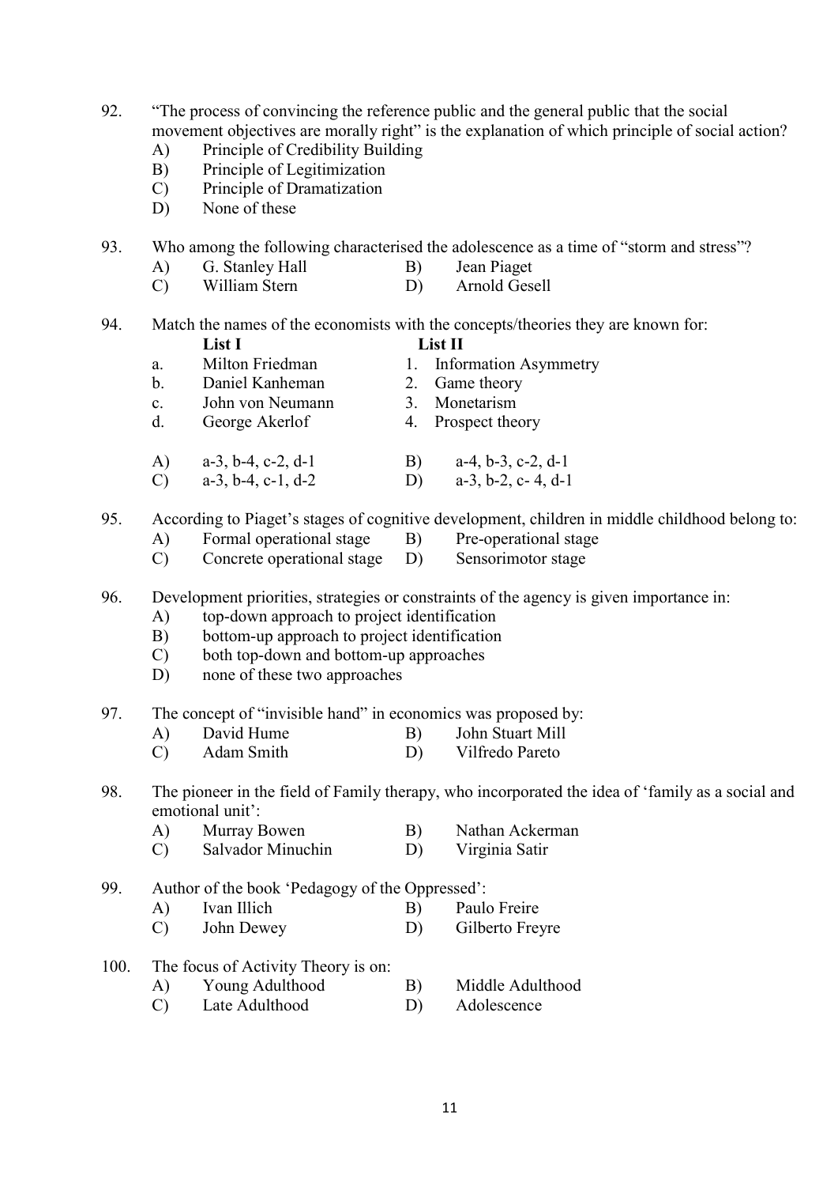92. "The process of convincing the reference public and the general public that the social movement objectives are morally right" is the explanation of which principle of social action?
    A) Principle of Credibility Building
    B) Principle of Legitimization
    C) Principle of Dramatization
    D) None of these

93. Who among the following characterised the adolescence as a time of "storm and stress"?
    A) G. Stanley Hall  B) Jean Piaget
    C) William Stern  D) Arnold Gesell

94. Match the names of the economists with the concepts/theories they are known for:

| | List I | | List II |
|---|---|---|---|
| a. | Milton Friedman | 1. | Information Asymmetry |
| b. | Daniel Kanheman | 2. | Game theory |
| c. | John von Neumann | 3. | Monetarism |
| d. | George Akerlof | 4. | Prospect theory |

    A) a-3, b-4, c-2, d-1  B) a-4, b-3, c-2, d-1
    C) a-3, b-4, c-1, d-2  D) a-3, b-2, c- 4, d-1

95. According to Piaget's stages of cognitive development, children in middle childhood belong to:
    A) Formal operational stage  B) Pre-operational stage
    C) Concrete operational stage  D) Sensorimotor stage

96. Development priorities, strategies or constraints of the agency is given importance in:
    A) top-down approach to project identification
    B) bottom-up approach to project identification
    C) both top-down and bottom-up approaches
    D) none of these two approaches

97. The concept of "invisible hand" in economics was proposed by:
    A) David Hume  B) John Stuart Mill
    C) Adam Smith  D) Vilfredo Pareto

98. The pioneer in the field of Family therapy, who incorporated the idea of 'family as a social and emotional unit':
    A) Murray Bowen  B) Nathan Ackerman
    C) Salvador Minuchin  D) Virginia Satir

99. Author of the book 'Pedagogy of the Oppressed':
    A) Ivan Illich  B) Paulo Freire
    C) John Dewey  D) Gilberto Freyre

100. The focus of Activity Theory is on:
    A) Young Adulthood  B) Middle Adulthood
    C) Late Adulthood  D) Adolescence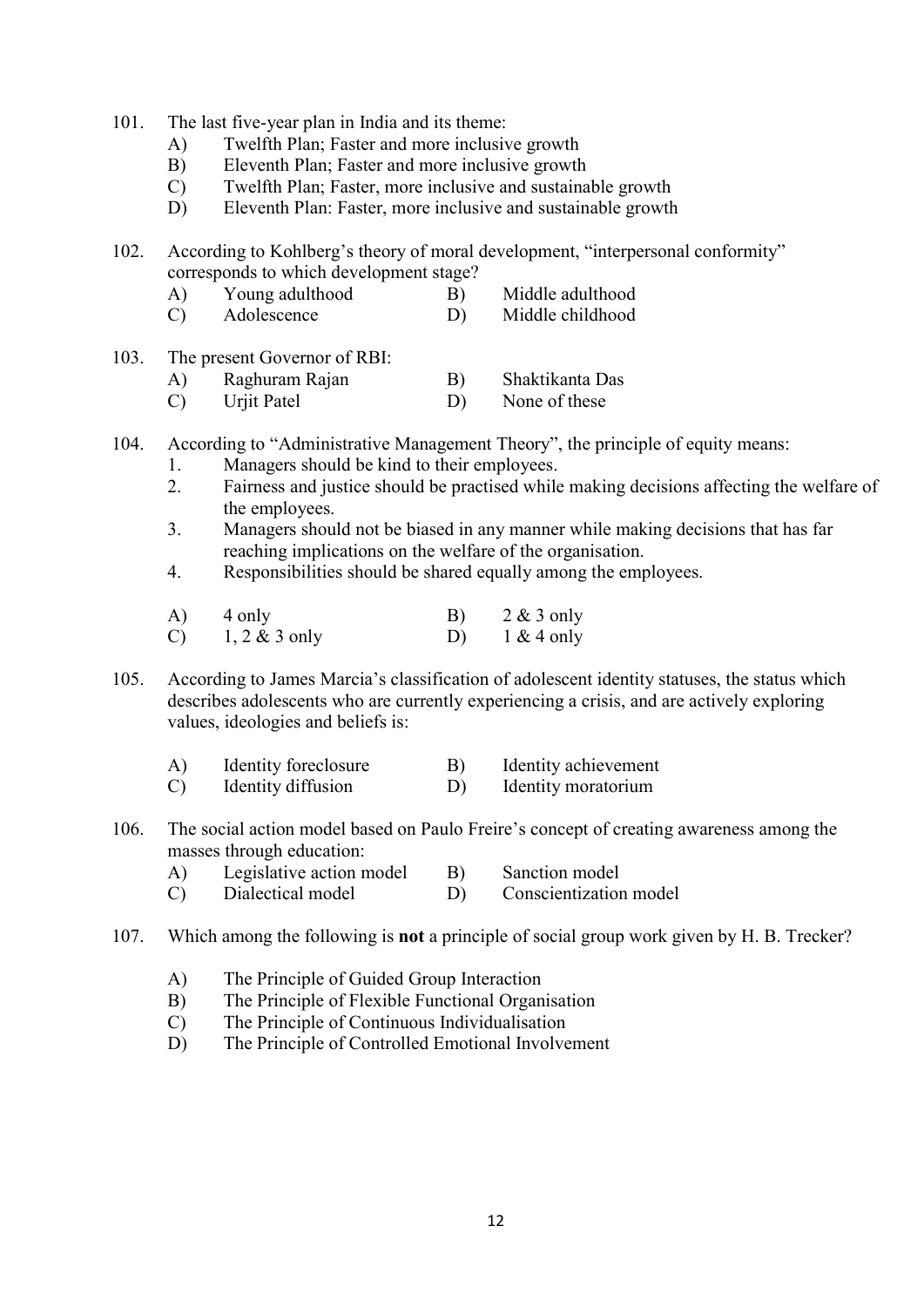101. The last five-year plan in India and its theme:
   - A) Twelfth Plan; Faster and more inclusive growth
   - B) Eleventh Plan; Faster and more inclusive growth
   - C) Twelfth Plan; Faster, more inclusive and sustainable growth
   - D) Eleventh Plan: Faster, more inclusive and sustainable growth

102. According to Kohlberg's theory of moral development, "interpersonal conformity" corresponds to which development stage?
   - A) Young adulthood
   - B) Middle adulthood
   - C) Adolescence
   - D) Middle childhood

103. The present Governor of RBI:
   - A) Raghuram Rajan
   - B) Shaktikanta Das
   - C) Urjit Patel
   - D) None of these

104. According to "Administrative Management Theory", the principle of equity means:
   1. Managers should be kind to their employees.
   2. Fairness and justice should be practised while making decisions affecting the welfare of the employees.
   3. Managers should not be biased in any manner while making decisions that has far reaching implications on the welfare of the organisation.
   4. Responsibilities should be shared equally among the employees.

   - A) 4 only
   - B) 2 & 3 only
   - C) 1, 2 & 3 only
   - D) 1 & 4 only

105. According to James Marcia's classification of adolescent identity statuses, the status which describes adolescents who are currently experiencing a crisis, and are actively exploring values, ideologies and beliefs is:
   - A) Identity foreclosure
   - B) Identity achievement
   - C) Identity diffusion
   - D) Identity moratorium

106. The social action model based on Paulo Freire's concept of creating awareness among the masses through education:
   - A) Legislative action model
   - B) Sanction model
   - C) Dialectical model
   - D) Conscientization model

107. Which among the following is **not** a principle of social group work given by H. B. Trecker?
   - A) The Principle of Guided Group Interaction
   - B) The Principle of Flexible Functional Organisation
   - C) The Principle of Continuous Individualisation
   - D) The Principle of Controlled Emotional Involvement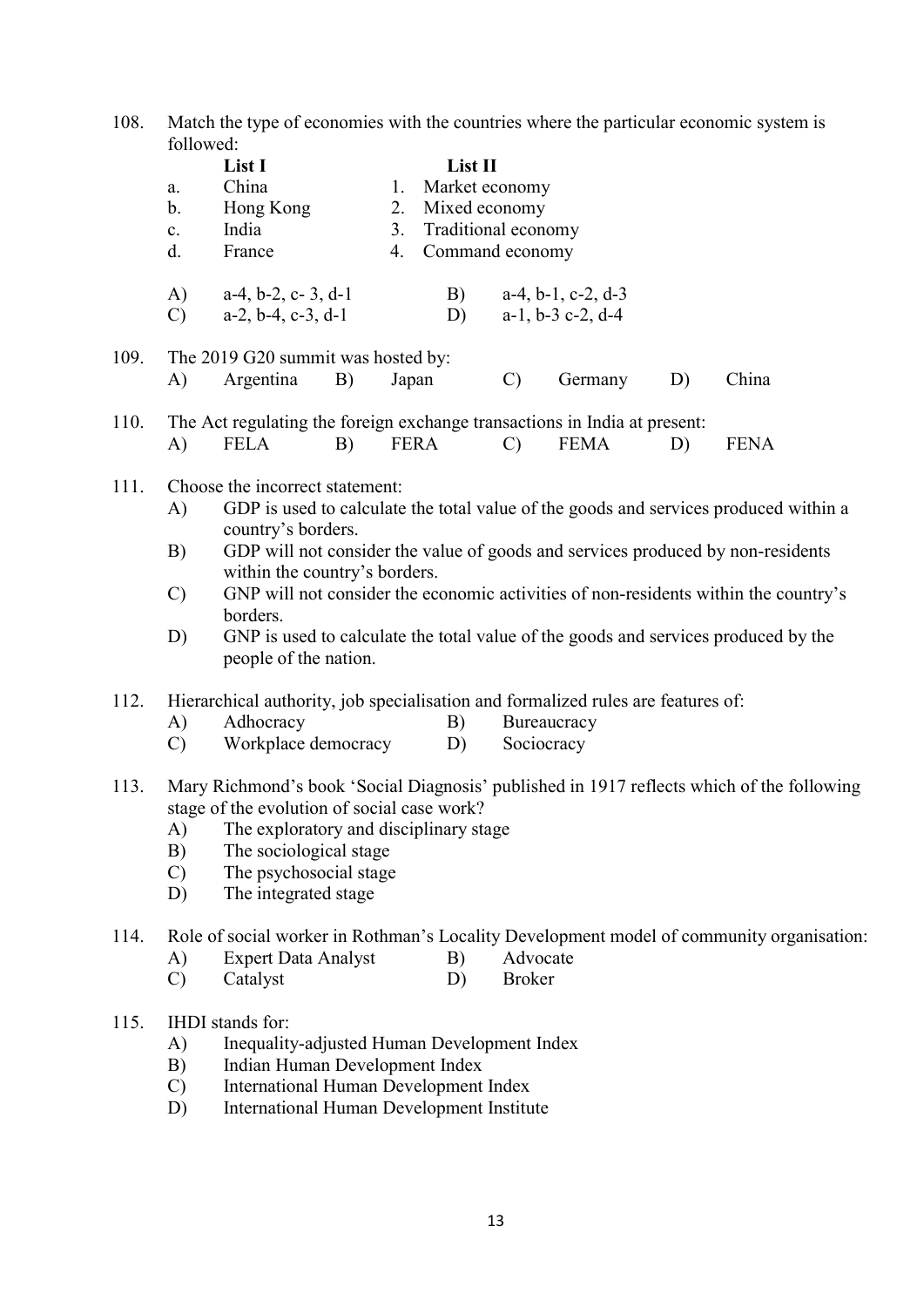108. Match the type of economies with the countries where the particular economic system is followed:

| | List I | | List II |
|---|---|---|---|
| a. | China | 1. | Market economy |
| b. | Hong Kong | 2. | Mixed economy |
| c. | India | 3. | Traditional economy |
| d. | France | 4. | Command economy |

A) a-4, b-2, c- 3, d-1  B) a-4, b-1, c-2, d-3
C) a-2, b-4, c-3, d-1  D) a-1, b-3 c-2, d-4

109. The 2019 G20 summit was hosted by:
A) Argentina  B) Japan  C) Germany  D) China

110. The Act regulating the foreign exchange transactions in India at present:
A) FELA  B) FERA  C) FEMA  D) FENA

111. Choose the incorrect statement:
A) GDP is used to calculate the total value of the goods and services produced within a country's borders.
B) GDP will not consider the value of goods and services produced by non-residents within the country's borders.
C) GNP will not consider the economic activities of non-residents within the country's borders.
D) GNP is used to calculate the total value of the goods and services produced by the people of the nation.

112. Hierarchical authority, job specialisation and formalized rules are features of:
A) Adhocracy  B) Bureaucracy
C) Workplace democracy  D) Sociocracy

113. Mary Richmond's book 'Social Diagnosis' published in 1917 reflects which of the following stage of the evolution of social case work?
A) The exploratory and disciplinary stage
B) The sociological stage
C) The psychosocial stage
D) The integrated stage

114. Role of social worker in Rothman's Locality Development model of community organisation:
A) Expert Data Analyst  B) Advocate
C) Catalyst  D) Broker

115. IHDI stands for:
A) Inequality-adjusted Human Development Index
B) Indian Human Development Index
C) International Human Development Index
D) International Human Development Institute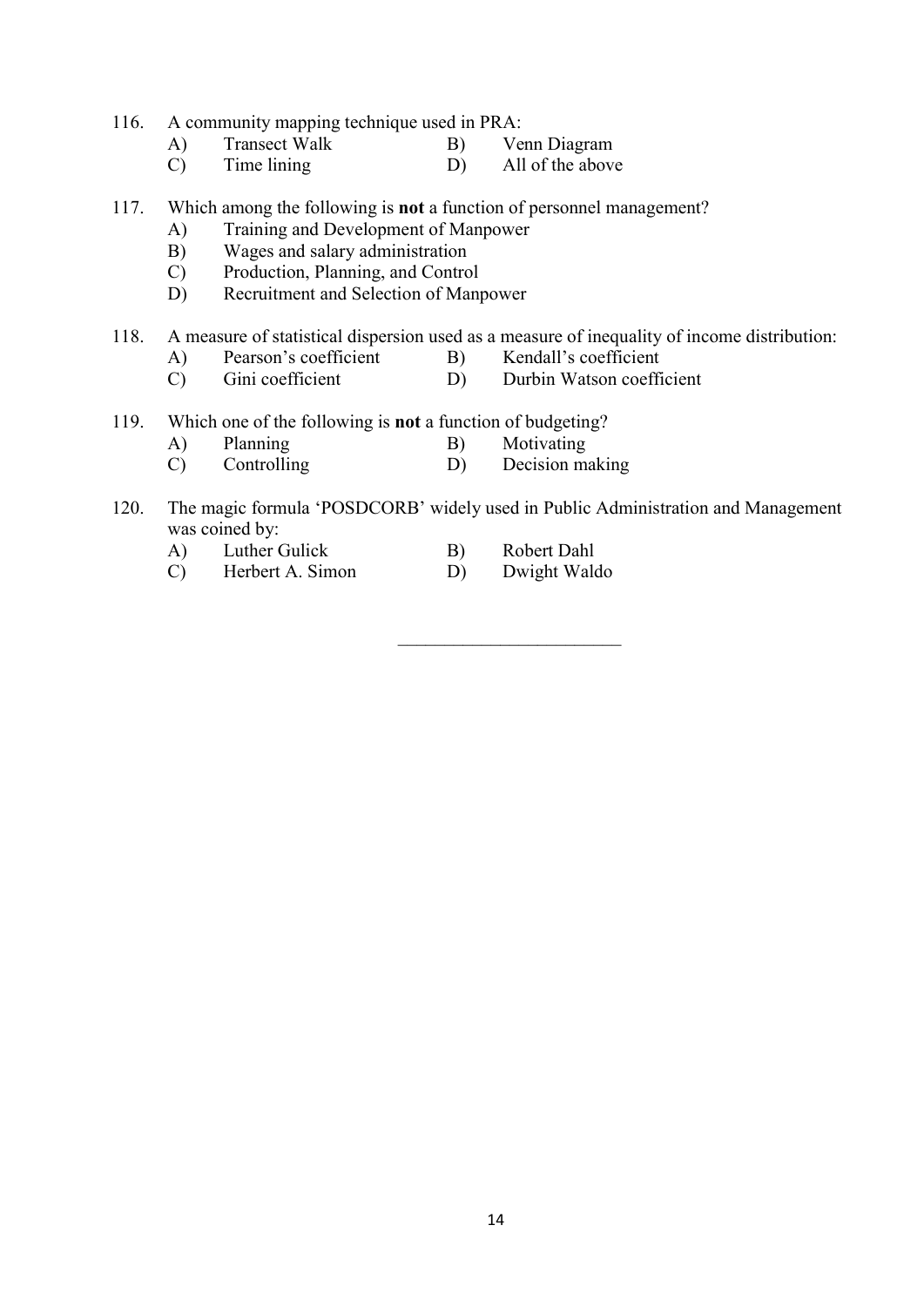116. A community mapping technique used in PRA:
   A) Transect Walk
   B) Venn Diagram
   C) Time lining
   D) All of the above

117. Which among the following is **not** a function of personnel management?
   A) Training and Development of Manpower
   B) Wages and salary administration
   C) Production, Planning, and Control
   D) Recruitment and Selection of Manpower

118. A measure of statistical dispersion used as a measure of inequality of income distribution:
   A) Pearson's coefficient
   B) Kendall's coefficient
   C) Gini coefficient
   D) Durbin Watson coefficient

119. Which one of the following is **not** a function of budgeting?
   A) Planning
   B) Motivating
   C) Controlling
   D) Decision making

120. The magic formula 'POSDCORB' widely used in Public Administration and Management was coined by:
   A) Luther Gulick
   B) Robert Dahl
   C) Herbert A. Simon
   D) Dwight Waldo

---